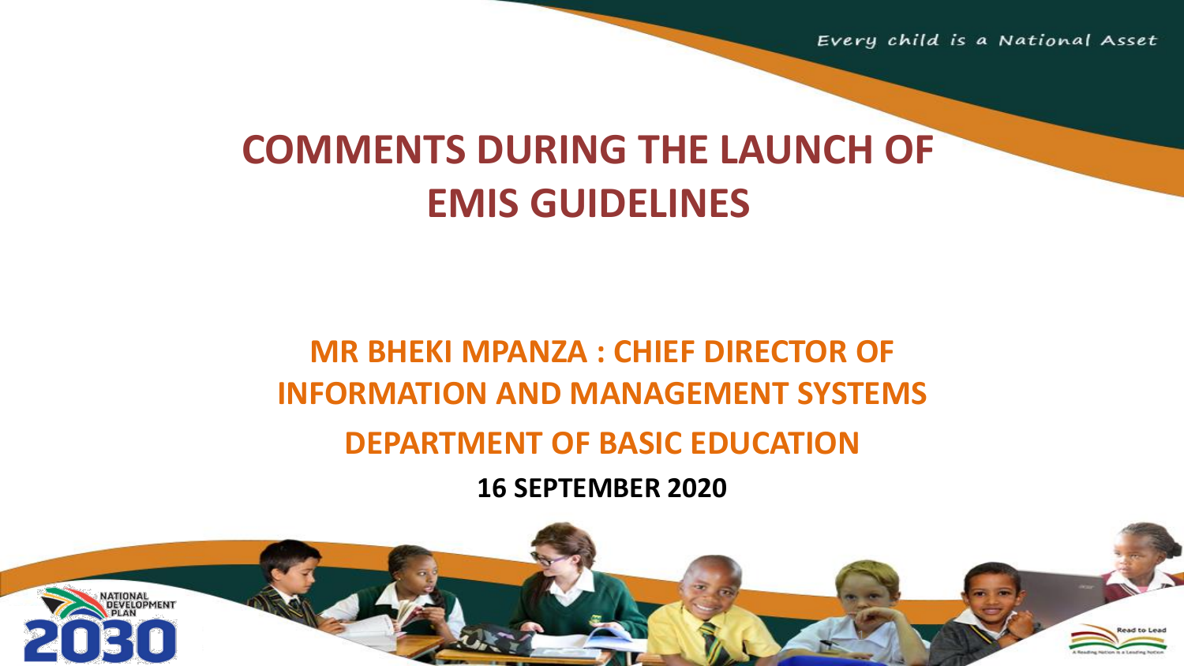Every child is a National Asset

# COMMENTS DURING THE LAUNCH OF EMIS GUIDELINES

## MR BHEKI MPANZA : CHIEF DIRECTOR OF INFORMATION AND MANAGEMENT SYSTEMS

## DEPARTMENT OF BASIC EDUCATION

**16 SEPTEMBER 2020**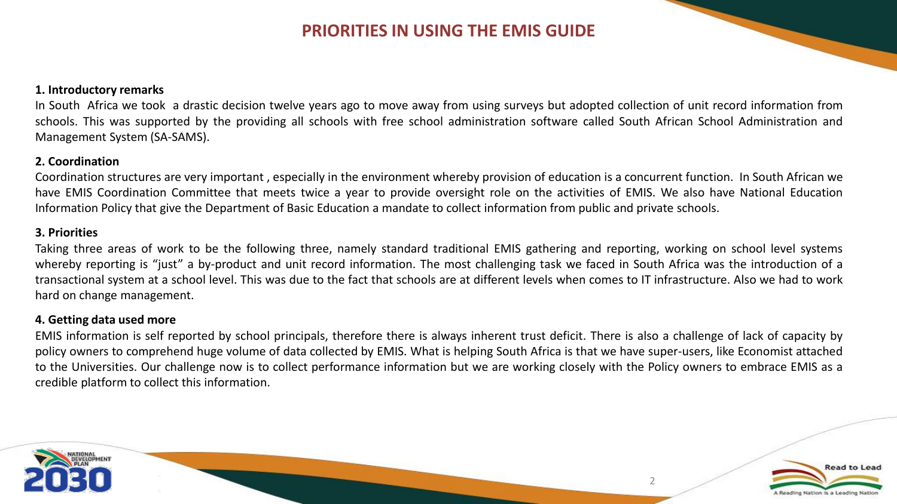# PRIORITIES IN USING THE EMIS GUIDE

**1. Introductory remarks**

In South Africa we took a drastic decision twelve years ago to move away from using surveys but adopted collection of unit record information from schools. This was supported by the providing all schools with free school administration software called South African School Administration and Management System (SA-SAMS).

**2. Coordination**

Coordination structures are very important , especially in the environment whereby provision of education is a concurrent function. In South African we have EMIS Coordination Committee that meets twice a year to provide oversight role on the activities of EMIS. We also have National Education Information Policy that give the Department of Basic Education a mandate to collect information from public and private schools.

**3. Priorities**

Taking three areas of work to be the following three, namely standard traditional EMIS gathering and reporting, working on school level systems whereby reporting is "just" a by-product and unit record information. The most challenging task we faced in South Africa was the introduction of a transactional system at a school level. This was due to the fact that schools are at different levels when comes to IT infrastructure. Also we had to work hard on change management.

**4. Getting data used more**

EMIS information is self reported by school principals, therefore there is always inherent trust deficit. There is also a challenge of lack of capacity by policy owners to comprehend huge volume of data collected by EMIS. What is helping South Africa is that we have super-users, like Economist attached to the Universities. Our challenge now is to collect performance information but we are working closely with the Policy owners to embrace EMIS as a credible platform to collect this information.